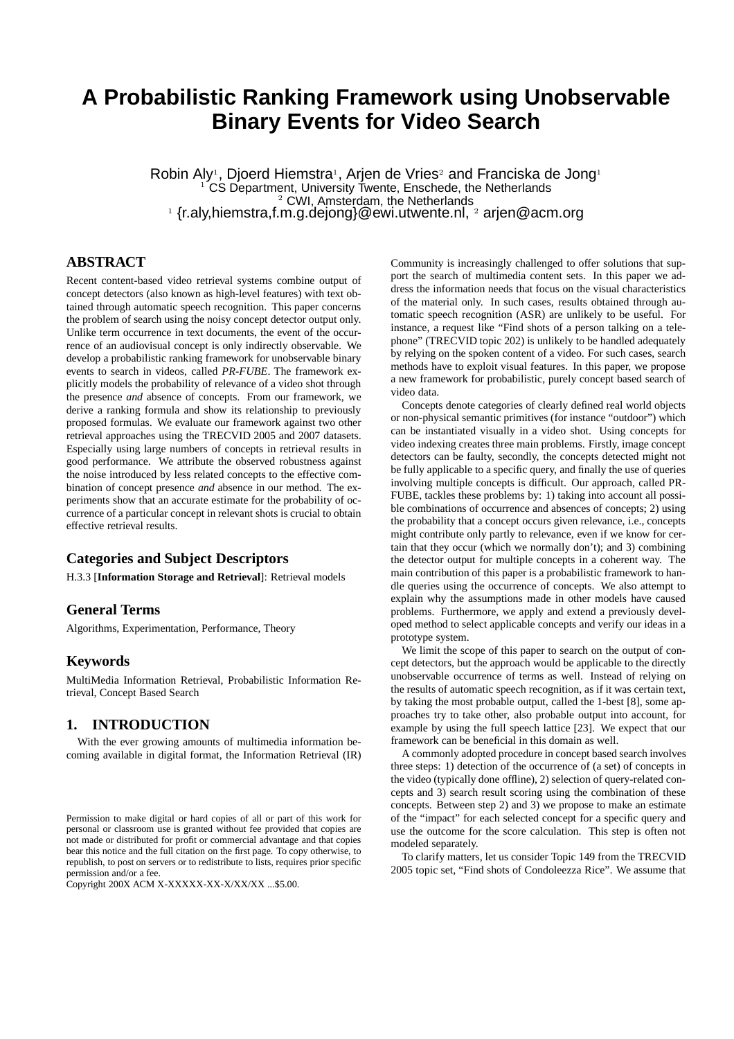# A Probabilistic Ranking Framework using Unobservable Binary Events for Video Search

Robin Aly[1], Djoerd Hiemstra[1], Arjen de Vries[2] and Franciska de Jong[1]
[1] CS Department, University Twente, Enschede, the Netherlands
[2] CWI, Amsterdam, the Netherlands
[1] {r.aly,hiemstra,f.m.g.dejong}@ewi.utwente.nl, [2] arjen@acm.org

## ABSTRACT

Recent content-based video retrieval systems combine output of concept detectors (also known as high-level features) with text obtained through automatic speech recognition. This paper concerns the problem of search using the noisy concept detector output only. Unlike term occurrence in text documents, the event of the occurrence of an audiovisual concept is only indirectly observable. We develop a probabilistic ranking framework for unobservable binary events to search in videos, called *PR-FUBE*. The framework explicitly models the probability of relevance of a video shot through the presence *and* absence of concepts. From our framework, we derive a ranking formula and show its relationship to previously proposed formulas. We evaluate our framework against two other retrieval approaches using the TRECVID 2005 and 2007 datasets. Especially using large numbers of concepts in retrieval results in good performance. We attribute the observed robustness against the noise introduced by less related concepts to the effective combination of concept presence *and* absence in our method. The experiments show that an accurate estimate for the probability of occurrence of a particular concept in relevant shots is crucial to obtain effective retrieval results.

## Categories and Subject Descriptors

H.3.3 [**Information Storage and Retrieval**]: Retrieval models

## General Terms

Algorithms, Experimentation, Performance, Theory

## Keywords

MultiMedia Information Retrieval, Probabilistic Information Retrieval, Concept Based Search

## 1. INTRODUCTION

With the ever growing amounts of multimedia information becoming available in digital format, the Information Retrieval (IR) Community is increasingly challenged to offer solutions that support the search of multimedia content sets. In this paper we address the information needs that focus on the visual characteristics of the material only. In such cases, results obtained through automatic speech recognition (ASR) are unlikely to be useful. For instance, a request like "Find shots of a person talking on a telephone" (TRECVID topic 202) is unlikely to be handled adequately by relying on the spoken content of a video. For such cases, search methods have to exploit visual features. In this paper, we propose a new framework for probabilistic, purely concept based search of video data.

Concepts denote categories of clearly defined real world objects or non-physical semantic primitives (for instance "outdoor") which can be instantiated visually in a video shot. Using concepts for video indexing creates three main problems. Firstly, image concept detectors can be faulty, secondly, the concepts detected might not be fully applicable to a specific query, and finally the use of queries involving multiple concepts is difficult. Our approach, called PR-FUBE, tackles these problems by: 1) taking into account all possible combinations of occurrence and absences of concepts; 2) using the probability that a concept occurs given relevance, i.e., concepts might contribute only partly to relevance, even if we know for certain that they occur (which we normally don't); and 3) combining the detector output for multiple concepts in a coherent way. The main contribution of this paper is a probabilistic framework to handle queries using the occurrence of concepts. We also attempt to explain why the assumptions made in other models have caused problems. Furthermore, we apply and extend a previously developed method to select applicable concepts and verify our ideas in a prototype system.

We limit the scope of this paper to search on the output of concept detectors, but the approach would be applicable to the directly unobservable occurrence of terms as well. Instead of relying on the results of automatic speech recognition, as if it was certain text, by taking the most probable output, called the 1-best [8], some approaches try to take other, also probable output into account, for example by using the full speech lattice [23]. We expect that our framework can be beneficial in this domain as well.

A commonly adopted procedure in concept based search involves three steps: 1) detection of the occurrence of (a set) of concepts in the video (typically done offline), 2) selection of query-related concepts and 3) search result scoring using the combination of these concepts. Between step 2) and 3) we propose to make an estimate of the "impact" for each selected concept for a specific query and use the outcome for the score calculation. This step is often not modeled separately.

To clarify matters, let us consider Topic 149 from the TRECVID 2005 topic set, "Find shots of Condoleezza Rice". We assume that

Permission to make digital or hard copies of all or part of this work for personal or classroom use is granted without fee provided that copies are not made or distributed for profit or commercial advantage and that copies bear this notice and the full citation on the first page. To copy otherwise, to republish, to post on servers or to redistribute to lists, requires prior specific permission and/or a fee.
Copyright 200X ACM X-XXXXX-XX-X/XX/XX ...$5.00.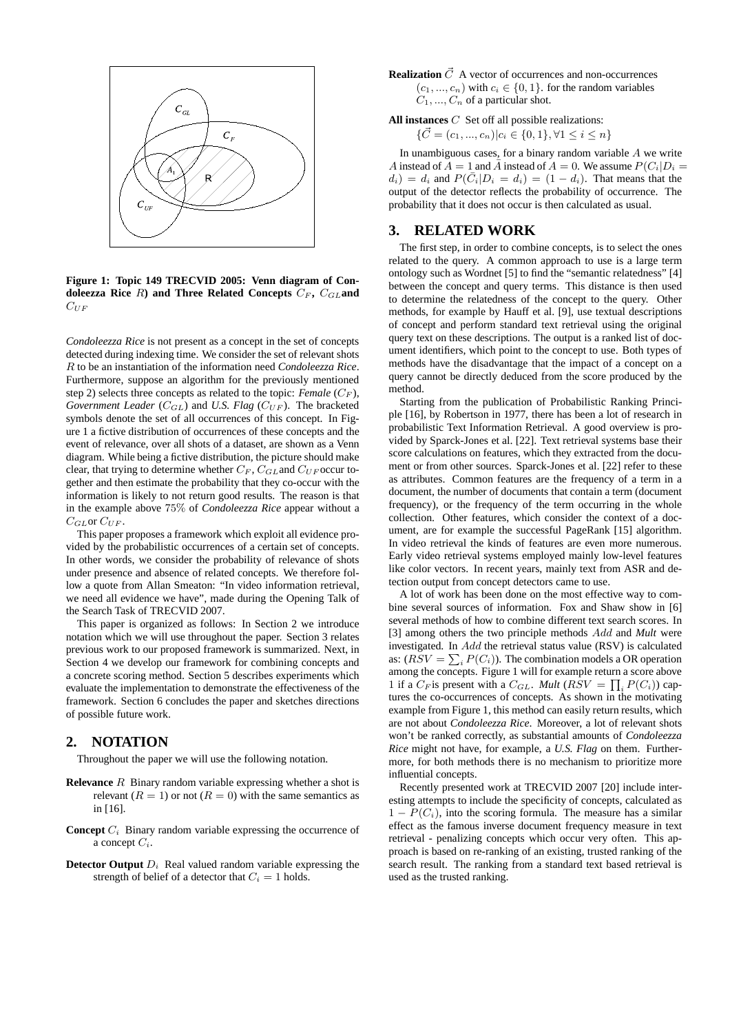**Figure 1: Topic 149 TRECVID 2005: Venn diagram of Condoleezza Rice $R$) and Three Related Concepts $C_F$, $C_{GL}$and $C_{UF}$**

*Condoleezza Rice* is not present as a concept in the set of concepts detected during indexing time. We consider the set of relevant shots $R$ to be an instantiation of the information need *Condoleezza Rice*. Furthermore, suppose an algorithm for the previously mentioned step 2) selects three concepts as related to the topic: *Female* ($C_F$), *Government Leader* ($C_{GL}$) and *U.S. Flag* ($C_{UF}$). The bracketed symbols denote the set of all occurrences of this concept. In Figure 1 a fictive distribution of occurrences of these concepts and the event of relevance, over all shots of a dataset, are shown as a Venn diagram. While being a fictive distribution, the picture should make clear, that trying to determine whether $C_F$, $C_{GL}$and $C_{UF}$occur together and then estimate the probability that they co-occur with the information is likely to not return good results. The reason is that in the example above $75\%$ of *Condoleezza Rice* appear without a $C_{GL}$or $C_{UF}$.

This paper proposes a framework which exploit all evidence provided by the probabilistic occurrences of a certain set of concepts. In other words, we consider the probability of relevance of shots under presence and absence of related concepts. We therefore follow a quote from Allan Smeaton: "In video information retrieval, we need all evidence we have", made during the Opening Talk of the Search Task of TRECVID 2007.

This paper is organized as follows: In Section 2 we introduce notation which we will use throughout the paper. Section 3 relates previous work to our proposed framework is summarized. Next, in Section 4 we develop our framework for combining concepts and a concrete scoring method. Section 5 describes experiments which evaluate the implementation to demonstrate the effectiveness of the framework. Section 6 concludes the paper and sketches directions of possible future work.

## 2. NOTATION

Throughout the paper we will use the following notation.

- **Relevance** $R$ Binary random variable expressing whether a shot is relevant ($R = 1$) or not ($R = 0$) with the same semantics as in [16].
- **Concept** $C_i$ Binary random variable expressing the occurrence of a concept $C_i$.
- **Detector Output** $D_i$ Real valued random variable expressing the strength of belief of a detector that $C_i = 1$ holds.
- **Realization** $\vec{C}$ A vector of occurrences and non-occurrences $(c_1, ..., c_n)$ with $c_i \in \{0, 1\}$. for the random variables $C_1, ..., C_n$ of a particular shot.
- **All instances** $C$ Set off all possible realizations: $\{\vec{C} = (c_1, ..., c_n)|c_i \in \{0, 1\}, \forall 1 \leq i \leq n\}$

In unambiguous cases, for a binary random variable $A$ we write $A$ instead of $A = 1$ and $\bar{A}$ instead of $A = 0$. We assume $P(C_i|D_i = d_i) = d_i$ and $P(\bar{C}_i|D_i = d_i) = (1 - d_i)$. That means that the output of the detector reflects the probability of occurrence. The probability that it does not occur is then calculated as usual.

## 3. RELATED WORK

The first step, in order to combine concepts, is to select the ones related to the query. A common approach to use is a large term ontology such as Wordnet [5] to find the "semantic relatedness" [4] between the concept and query terms. This distance is then used to determine the relatedness of the concept to the query. Other methods, for example by Hauff et al. [9], use textual descriptions of concept and perform standard text retrieval using the original query text on these descriptions. The output is a ranked list of document identifiers, which point to the concept to use. Both types of methods have the disadvantage that the impact of a concept on a query cannot be directly deduced from the score produced by the method.

Starting from the publication of Probabilistic Ranking Principle [16], by Robertson in 1977, there has been a lot of research in probabilistic Text Information Retrieval. A good overview is provided by Sparck-Jones et al. [22]. Text retrieval systems base their score calculations on features, which they extracted from the document or from other sources. Sparck-Jones et al. [22] refer to these as attributes. Common features are the frequency of a term in a document, the number of documents that contain a term (document frequency), or the frequency of the term occurring in the whole collection. Other features, which consider the context of a document, are for example the successful PageRank [15] algorithm. In video retrieval the kinds of features are even more numerous. Early video retrieval systems employed mainly low-level features like color vectors. In recent years, mainly text from ASR and detection output from concept detectors came to use.

A lot of work has been done on the most effective way to combine several sources of information. Fox and Shaw show in [6] several methods of how to combine different text search scores. In [3] among others the two principle methods $Add$ and *Mult* were investigated. In $Add$ the retrieval status value (RSV) is calculated as: ($RSV = \sum_i P(C_i)$). The combination models a OR operation among the concepts. Figure 1 will for example return a score above 1 if a $C_F$is present with a $C_{GL}$. *Mult* ($RSV = \prod_i P(C_i)$) captures the co-occurrences of concepts. As shown in the motivating example from Figure 1, this method can easily return results, which are not about *Condoleezza Rice*. Moreover, a lot of relevant shots won't be ranked correctly, as substantial amounts of *Condoleezza Rice* might not have, for example, a *U.S. Flag* on them. Furthermore, for both methods there is no mechanism to prioritize more influential concepts.

Recently presented work at TRECVID 2007 [20] include interesting attempts to include the specificity of concepts, calculated as $1 - P(C_i)$, into the scoring formula. The measure has a similar effect as the famous inverse document frequency measure in text retrieval - penalizing concepts which occur very often. This approach is based on re-ranking of an existing, trusted ranking of the search result. The ranking from a standard text based retrieval is used as the trusted ranking.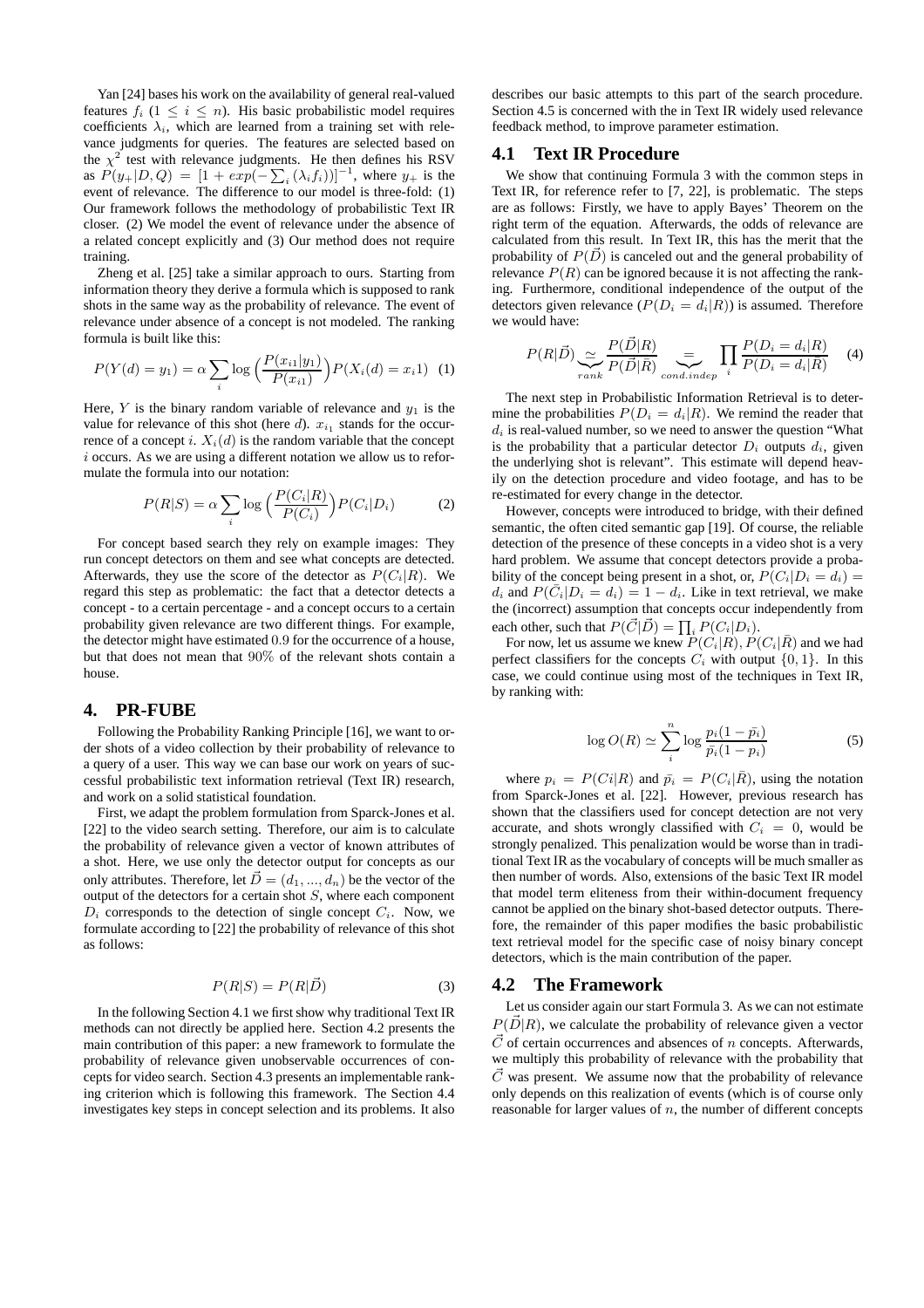Yan [24] bases his work on the availability of general real-valued features $f_i$ ($1 \leq i \leq n$). His basic probabilistic model requires coefficients $\lambda_i$, which are learned from a training set with relevance judgments for queries. The features are selected based on the $\chi^2$ test with relevance judgments. He then defines his RSV as $P(y_+|D,Q) = [1 + exp(-\sum_i (\lambda_i f_i))]^{-1}$, where $y_+$ is the event of relevance. The difference to our model is three-fold: (1) Our framework follows the methodology of probabilistic Text IR closer. (2) We model the event of relevance under the absence of a related concept explicitly and (3) Our method does not require training.

Zheng et al. [25] take a similar approach to ours. Starting from information theory they derive a formula which is supposed to rank shots in the same way as the probability of relevance. The event of relevance under absence of a concept is not modeled. The ranking formula is built like this:

$$P(Y(d) = y_1) = \alpha \sum_i \log\Big(\frac{P(x_{i1}|y_1)}{P(x_{i1})}\Big) P(X_i(d) = x_i 1) \quad (1)$$

Here, $Y$ is the binary random variable of relevance and $y_1$ is the value for relevance of this shot (here $d$). $x_{i_1}$ stands for the occurrence of a concept $i$. $X_i(d)$ is the random variable that the concept $i$ occurs. As we are using a different notation we allow us to reformulate the formula into our notation:

$$P(R|S) = \alpha \sum_i \log\Big(\frac{P(C_i|R)}{P(C_i)}\Big) P(C_i|D_i) \quad (2)$$

For concept based search they rely on example images: They run concept detectors on them and see what concepts are detected. Afterwards, they use the score of the detector as $P(C_i|R)$. We regard this step as problematic: the fact that a detector detects a concept - to a certain percentage - and a concept occurs to a certain probability given relevance are two different things. For example, the detector might have estimated $0.9$ for the occurrence of a house, but that does not mean that $90\%$ of the relevant shots contain a house.

## 4. PR-FUBE

Following the Probability Ranking Principle [16], we want to order shots of a video collection by their probability of relevance to a query of a user. This way we can base our work on years of successful probabilistic text information retrieval (Text IR) research, and work on a solid statistical foundation.

First, we adapt the problem formulation from Sparck-Jones et al. [22] to the video search setting. Therefore, our aim is to calculate the probability of relevance given a vector of known attributes of a shot. Here, we use only the detector output for concepts as our only attributes. Therefore, let $\vec{D} = (d_1, ..., d_n)$ be the vector of the output of the detectors for a certain shot $S$, where each component $D_i$ corresponds to the detection of single concept $C_i$. Now, we formulate according to [22] the probability of relevance of this shot as follows:

$$P(R|S) = P(R|\vec{D}) \quad (3)$$

In the following Section 4.1 we first show why traditional Text IR methods can not directly be applied here. Section 4.2 presents the main contribution of this paper: a new framework to formulate the probability of relevance given unobservable occurrences of concepts for video search. Section 4.3 presents an implementable ranking criterion which is following this framework. The Section 4.4 investigates key steps in concept selection and its problems. It also describes our basic attempts to this part of the search procedure. Section 4.5 is concerned with the in Text IR widely used relevance feedback method, to improve parameter estimation.

### 4.1 Text IR Procedure

We show that continuing Formula 3 with the common steps in Text IR, for reference refer to [7, 22], is problematic. The steps are as follows: Firstly, we have to apply Bayes' Theorem on the right term of the equation. Afterwards, the odds of relevance are calculated from this result. In Text IR, this has the merit that the probability of $P(\vec{D})$ is canceled out and the general probability of relevance $P(R)$ can be ignored because it is not affecting the ranking. Furthermore, conditional independence of the output of the detectors given relevance ($P(D_i = d_i|R)$) is assumed. Therefore we would have:

$$P(R|\vec{D}) \underbrace{\simeq}_{rank} \frac{P(\vec{D}|R)}{P(\vec{D}|\bar{R})} \underbrace{=}_{cond.indep} \prod_i \frac{P(D_i = d_i|R)}{P(D_i = d_i|\bar{R})} \quad (4)$$

The next step in Probabilistic Information Retrieval is to determine the probabilities $P(D_i = d_i|R)$. We remind the reader that $d_i$ is real-valued number, so we need to answer the question "What is the probability that a particular detector $D_i$ outputs $d_i$, given the underlying shot is relevant". This estimate will depend heavily on the detection procedure and video footage, and has to be re-estimated for every change in the detector.

However, concepts were introduced to bridge, with their defined semantic, the often cited semantic gap [19]. Of course, the reliable detection of the presence of these concepts in a video shot is a very hard problem. We assume that concept detectors provide a probability of the concept being present in a shot, or, $P(C_i|D_i = d_i) = d_i$ and $P(\bar{C}_i|D_i = d_i) = 1 - d_i$. Like in text retrieval, we make the (incorrect) assumption that concepts occur independently from each other, such that $P(\vec{C}|\vec{D}) = \prod_i P(C_i|D_i)$.

For now, let us assume we knew $P(C_i|R)$, $P(C_i|\bar{R})$ and we had perfect classifiers for the concepts $C_i$ with output $\{0, 1\}$. In this case, we could continue using most of the techniques in Text IR, by ranking with:

$$\log O(R) \simeq \sum_i^n \log \frac{p_i(1 - \bar{p_i})}{\bar{p_i}(1 - p_i)} \quad (5)$$

where $p_i = P(Ci|R)$ and $\bar{p_i} = P(C_i|\bar{R})$, using the notation from Sparck-Jones et al. [22]. However, previous research has shown that the classifiers used for concept detection are not very accurate, and shots wrongly classified with $C_i = 0$, would be strongly penalized. This penalization would be worse than in traditional Text IR as the vocabulary of concepts will be much smaller as then number of words. Also, extensions of the basic Text IR model that model term eliteness from their within-document frequency cannot be applied on the binary shot-based detector outputs. Therefore, the remainder of this paper modifies the basic probabilistic text retrieval model for the specific case of noisy binary concept detectors, which is the main contribution of the paper.

### 4.2 The Framework

Let us consider again our start Formula 3. As we can not estimate $P(\vec{D}|R)$, we calculate the probability of relevance given a vector $\vec{C}$ of certain occurrences and absences of $n$ concepts. Afterwards, we multiply this probability of relevance with the probability that $\vec{C}$ was present. We assume now that the probability of relevance only depends on this realization of events (which is of course only reasonable for larger values of $n$, the number of different concepts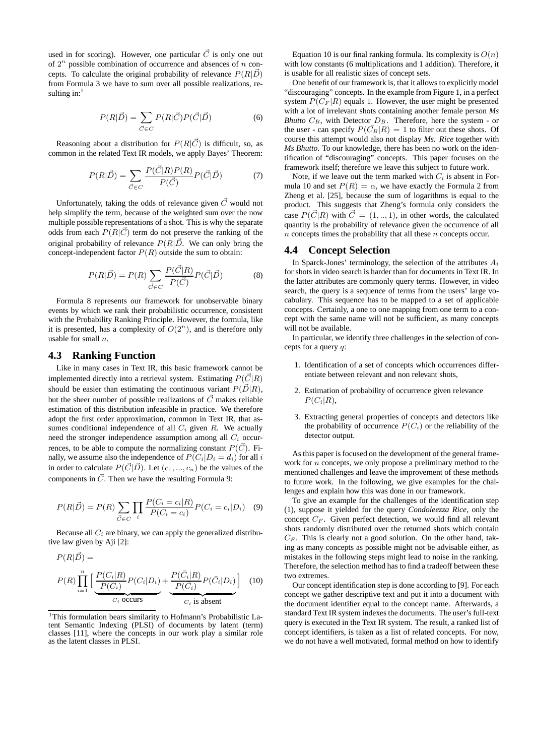used in for scoring). However, one particular $\vec{C}$ is only one out of $2^n$ possible combination of occurrence and absences of $n$ concepts. To calculate the original probability of relevance $P(R|\vec{D})$ from Formula 3 we have to sum over all possible realizations, resulting in:[1]

$$P(R|\vec{D}) = \sum_{\vec{C} \in C} P(R|\vec{C}) P(\vec{C}|\vec{D}) \tag{6}$$

Reasoning about a distribution for $P(R|\vec{C})$ is difficult, so, as common in the related Text IR models, we apply Bayes' Theorem:

$$P(R|\vec{D}) = \sum_{\vec{C} \in C} \frac{P(\vec{C}|R)P(R)}{P(\vec{C})} P(\vec{C}|\vec{D}) \tag{7}$$

Unfortunately, taking the odds of relevance given $\vec{C}$ would not help simplify the term, because of the weighted sum over the now multiple possible representations of a shot. This is why the separate odds from each $P(R|\vec{C})$ term do not preserve the ranking of the original probability of relevance $P(R|\vec{D}$. We can only bring the concept-independent factor $P(R)$ outside the sum to obtain:

$$P(R|\vec{D}) = P(R) \sum_{\vec{C} \in C} \frac{P(\vec{C}|R)}{P(\vec{C})} P(\vec{C}|\vec{D}) \tag{8}$$

Formula 8 represents our framework for unobservable binary events by which we rank their probabilistic occurrence, consistent with the Probability Ranking Principle. However, the formula, like it is presented, has a complexity of $O(2^n)$, and is therefore only usable for small $n$.

## 4.3 Ranking Function

Like in many cases in Text IR, this basic framework cannot be implemented directly into a retrieval system. Estimating $P(\vec{C}|R)$ should be easier than estimating the continuous variant $P(\vec{D}|R)$, but the sheer number of possible realizations of $\vec{C}$ makes reliable estimation of this distribution infeasible in practice. We therefore adopt the first order approximation, common in Text IR, that assumes conditional independence of all $C_i$ given $R$. We actually need the stronger independence assumption among all $C_i$ occurrences, to be able to compute the normalizing constant $P(\vec{C})$. Finally, we assume also the independence of $P(C_i|D_i = d_i)$ for all $i$ in order to calculate $P(\vec{C}|\vec{D})$. Let $(c_1, ..., c_n)$ be the values of the components in $\vec{C}$. Then we have the resulting Formula 9:

$$P(R|\vec{D}) = P(R) \sum_{\vec{C} \in C} \prod_i \frac{P(C_i = c_i|R)}{P(C_i = c_i)} P(C_i = c_i|D_i) \tag{9}$$

Because all $C_i$ are binary, we can apply the generalized distributive law given by Aji [2]:

$$P(R|\vec{D}) =$$

$$P(R) \prod_{i=1}^{n} \Big[ \underbrace{\frac{P(C_i|R)}{P(C_i)} P(C_i|D_i)}_{C_i \text{ occurs}} + \underbrace{\frac{P(\bar{C}_i|R)}{P(\bar{C}_i)} P(\bar{C}_i|D_i)}_{C_i \text{ is absent}} \Big] \tag{10}$$

[1]This formulation bears similarity to Hofmann's Probabilistic Latent Semantic Indexing (PLSI) of documents by latent (term) classes [11], where the concepts in our work play a similar role as the latent classes in PLSI.

Equation 10 is our final ranking formula. Its complexity is $O(n)$ with low constants (6 multiplications and 1 addition). Therefore, it is usable for all realistic sizes of concept sets.

One benefit of our framework is, that it allows to explicitly model "discouraging" concepts. In the example from Figure 1, in a perfect system $P(C_F|R)$ equals 1. However, the user might be presented with a lot of irrelevant shots containing another female person *Ms Bhutto* $C_B$, with Detector $D_B$. Therefore, here the system - or the user - can specify $P(\bar{C_B}|R) = 1$ to filter out these shots. Of course this attempt would also not display *Ms. Rice* together with *Ms Bhutto*. To our knowledge, there has been no work on the identification of "discouraging" concepts. This paper focuses on the framework itself; therefore we leave this subject to future work.

Note, if we leave out the term marked with $C_i$ is absent in Formula 10 and set $P(R) = \alpha$, we have exactly the Formula 2 from Zheng et al. [25], because the sum of logarithms is equal to the product. This suggests that Zheng's formula only considers the case $P(\vec{C}|R)$ with $\vec{C} = (1, .., 1)$, in other words, the calculated quantity is the probability of relevance given the occurrence of all $n$ concepts times the probability that all these $n$ concepts occur.

## 4.4 Concept Selection

In Sparck-Jones' terminology, the selection of the attributes $A_i$ for shots in video search is harder than for documents in Text IR. In the latter attributes are commonly query terms. However, in video search, the query is a sequence of terms from the users' large vocabulary. This sequence has to be mapped to a set of applicable concepts. Certainly, a one to one mapping from one term to a concept with the same name will not be sufficient, as many concepts will not be available.

In particular, we identify three challenges in the selection of concepts for a query $q$:

1. Identification of a set of concepts which occurrences differentiate between relevant and non relevant shots,
2. Estimation of probability of occurrence given relevance $P(C_i|R)$,
3. Extracting general properties of concepts and detectors like the probability of occurrence $P(C_i)$ or the reliability of the detector output.

As this paper is focused on the development of the general framework for $n$ concepts, we only propose a preliminary method to the mentioned challenges and leave the improvement of these methods to future work. In the following, we give examples for the challenges and explain how this was done in our framework.

To give an example for the challenges of the identification step (1), suppose it yielded for the query *Condoleezza Rice*, only the concept $C_F$. Given perfect detection, we would find all relevant shots randomly distributed over the returned shots which contain $C_F$. This is clearly not a good solution. On the other hand, taking as many concepts as possible might not be advisable either, as mistakes in the following steps might lead to noise in the ranking. Therefore, the selection method has to find a tradeoff between these two extremes.

Our concept identification step is done according to [9]. For each concept we gather descriptive text and put it into a document with the document identifier equal to the concept name. Afterwards, a standard Text IR system indexes the documents. The user's full-text query is executed in the Text IR system. The result, a ranked list of concept identifiers, is taken as a list of related concepts. For now, we do not have a well motivated, formal method on how to identify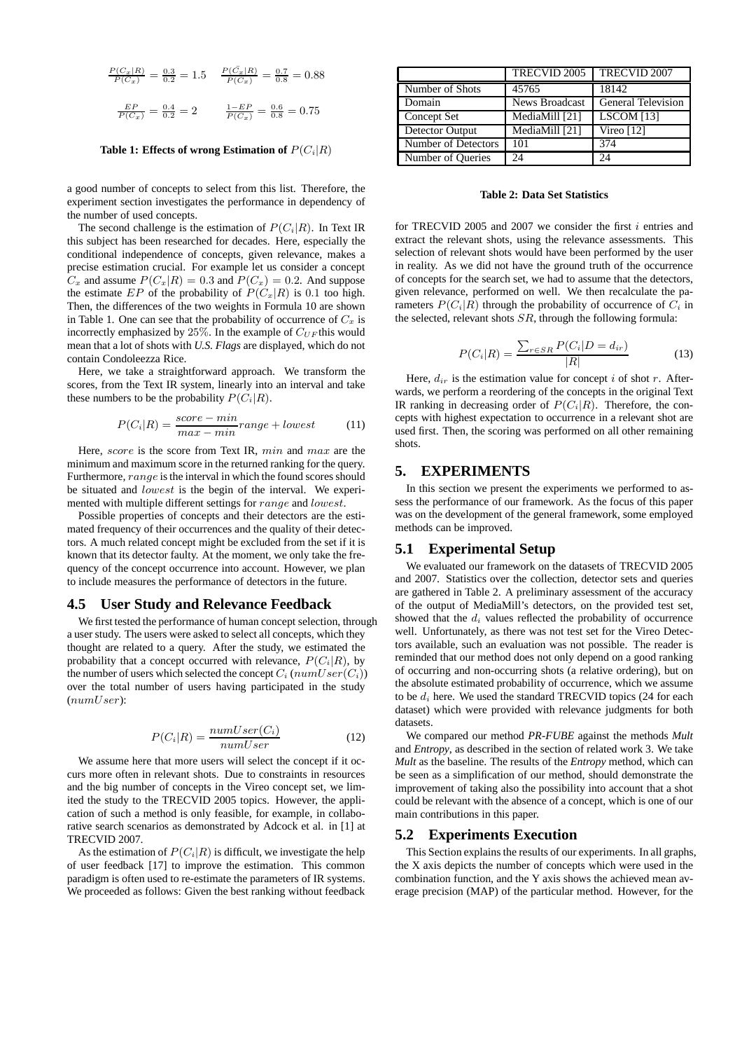$$\frac{P(C_x|R)}{P(C_x)} = \frac{0.3}{0.2} = 1.5 \qquad \frac{P(\bar{C_x}|R)}{P(\bar{C_x})} = \frac{0.7}{0.8} = 0.88$$

$$\frac{EP}{P(C_x)} = \frac{0.4}{0.2} = 2 \qquad \frac{1-EP}{P(\bar{C_x})} = \frac{0.6}{0.8} = 0.75$$

**Table 1: Effects of wrong Estimation of $P(C_i|R)$**

a good number of concepts to select from this list. Therefore, the experiment section investigates the performance in dependency of the number of used concepts.

The second challenge is the estimation of $P(C_i|R)$. In Text IR this subject has been researched for decades. Here, especially the conditional independence of concepts, given relevance, makes a precise estimation crucial. For example let us consider a concept $C_x$ and assume $P(C_x|R) = 0.3$ and $P(C_x) = 0.2$. And suppose the estimate $EP$ of the probability of $P(C_x|R)$ is 0.1 too high. Then, the differences of the two weights in Formula 10 are shown in Table 1. One can see that the probability of occurrence of $C_x$ is incorrectly emphasized by 25%. In the example of $C_{UF}$ this would mean that a lot of shots with *U.S. Flags* are displayed, which do not contain Condoleezza Rice.

Here, we take a straightforward approach. We transform the scores, from the Text IR system, linearly into an interval and take these numbers to be the probability $P(C_i|R)$.

$$P(C_i|R) = \frac{score - min}{max - min} range + lowest \tag{11}$$

Here, $score$ is the score from Text IR, $min$ and $max$ are the minimum and maximum score in the returned ranking for the query. Furthermore, $range$ is the interval in which the found scores should be situated and $lowest$ is the begin of the interval. We experimented with multiple different settings for $range$ and $lowest$.

Possible properties of concepts and their detectors are the estimated frequency of their occurrences and the quality of their detectors. A much related concept might be excluded from the set if it is known that its detector faulty. At the moment, we only take the frequency of the concept occurrence into account. However, we plan to include measures the performance of detectors in the future.

## 4.5 User Study and Relevance Feedback

We first tested the performance of human concept selection, through a user study. The users were asked to select all concepts, which they thought are related to a query. After the study, we estimated the probability that a concept occurred with relevance, $P(C_i|R)$, by the number of users which selected the concept $C_i$ ($numUser(C_i)$) over the total number of users having participated in the study ($numUser$):

$$P(C_i|R) = \frac{numUser(C_i)}{numUser} \tag{12}$$

We assume here that more users will select the concept if it occurs more often in relevant shots. Due to constraints in resources and the big number of concepts in the Vireo concept set, we limited the study to the TRECVID 2005 topics. However, the application of such a method is only feasible, for example, in collaborative search scenarios as demonstrated by Adcock et al. in [1] at TRECVID 2007.

As the estimation of $P(C_i|R)$ is difficult, we investigate the help of user feedback [17] to improve the estimation. This common paradigm is often used to re-estimate the parameters of IR systems. We proceeded as follows: Given the best ranking without feedback

| | TRECVID 2005 | TRECVID 2007 |
|---|---|---|
| Number of Shots | 45765 | 18142 |
| Domain | News Broadcast | General Television |
| Concept Set | MediaMill [21] | LSCOM [13] |
| Detector Output | MediaMill [21] | Vireo [12] |
| Number of Detectors | 101 | 374 |
| Number of Queries | 24 | 24 |

**Table 2: Data Set Statistics**

for TRECVID 2005 and 2007 we consider the first $i$ entries and extract the relevant shots, using the relevance assessments. This selection of relevant shots would have been performed by the user in reality. As we did not have the ground truth of the occurrence of concepts for the search set, we had to assume that the detectors, given relevance, performed on well. We then recalculate the parameters $P(C_i|R)$ through the probability of occurrence of $C_i$ in the selected, relevant shots $SR$, through the following formula:

$$P(C_i|R) = \frac{\sum_{r \in SR} P(C_i|D = d_{ir})}{|R|} \tag{13}$$

Here, $d_{ir}$ is the estimation value for concept $i$ of shot $r$. Afterwards, we perform a reordering of the concepts in the original Text IR ranking in decreasing order of $P(C_i|R)$. Therefore, the concepts with highest expectation to occurrence in a relevant shot are used first. Then, the scoring was performed on all other remaining shots.

## 5. EXPERIMENTS

In this section we present the experiments we performed to assess the performance of our framework. As the focus of this paper was on the development of the general framework, some employed methods can be improved.

## 5.1 Experimental Setup

We evaluated our framework on the datasets of TRECVID 2005 and 2007. Statistics over the collection, detector sets and queries are gathered in Table 2. A preliminary assessment of the accuracy of the output of MediaMill's detectors, on the provided test set, showed that the $d_i$ values reflected the probability of occurrence well. Unfortunately, as there was not test set for the Vireo Detectors available, such an evaluation was not possible. The reader is reminded that our method does not only depend on a good ranking of occurring and non-occurring shots (a relative ordering), but on the absolute estimated probability of occurrence, which we assume to be $d_i$ here. We used the standard TRECVID topics (24 for each dataset) which were provided with relevance judgments for both datasets.

We compared our method *PR-FUBE* against the methods *Mult* and *Entropy*, as described in the section of related work 3. We take *Mult* as the baseline. The results of the *Entropy* method, which can be seen as a simplification of our method, should demonstrate the improvement of taking also the possibility into account that a shot could be relevant with the absence of a concept, which is one of our main contributions in this paper.

## 5.2 Experiments Execution

This Section explains the results of our experiments. In all graphs, the X axis depicts the number of concepts which were used in the combination function, and the Y axis shows the achieved mean average precision (MAP) of the particular method. However, for the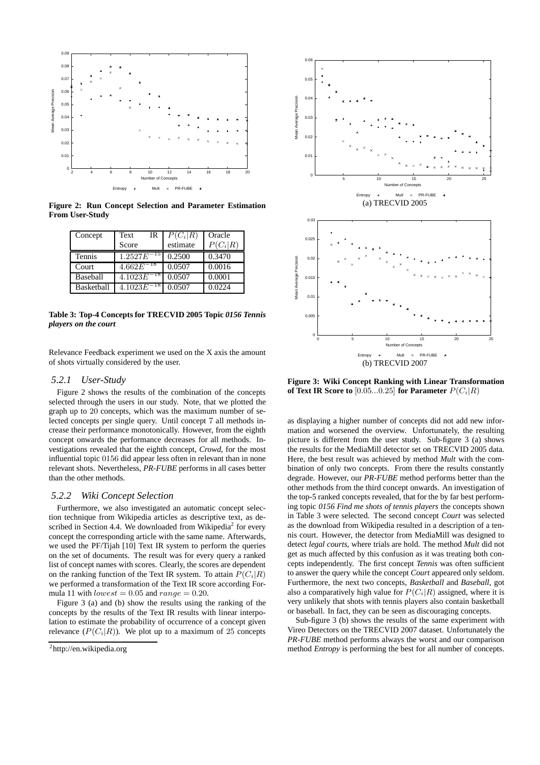Figure 2: Run Concept Selection and Parameter Estimation From User-Study

| Concept | Text IR Score | $P(C_i\|R)$ estimate | Oracle $P(C_i\|R)$ |
|---|---|---|---|
| Tennis | $1.2527E^{-15}$ | 0.2500 | 0.3470 |
| Court | $4.662E^{-18}$ | 0.0507 | 0.0016 |
| Baseball | $4.1023E^{-18}$ | 0.0507 | 0.0001 |
| Basketball | $4.1023E^{-18}$ | 0.0507 | 0.0224 |

**Table 3: Top-4 Concepts for TRECVID 2005 Topic *0156 Tennis players on the court***

Relevance Feedback experiment we used on the X axis the amount of shots virtually considered by the user.

### 5.2.1 User-Study

Figure 2 shows the results of the combination of the concepts selected through the users in our study. Note, that we plotted the graph up to 20 concepts, which was the maximum number of selected concepts per single query. Until concept 7 all methods increase their performance monotonically. However, from the eighth concept onwards the performance decreases for all methods. Investigations revealed that the eighth concept, *Crowd*, for the most influential topic 0156 did appear less often in relevant than in none relevant shots. Nevertheless, *PR-FUBE* performs in all cases better than the other methods.

### 5.2.2 Wiki Concept Selection

Furthermore, we also investigated an automatic concept selection technique from Wikipedia articles as descriptive text, as described in Section 4.4. We downloaded from Wikipedia[2] for every concept the corresponding article with the same name. Afterwards, we used the PF/Tijah [10] Text IR system to perform the queries on the set of documents. The result was for every query a ranked list of concept names with scores. Clearly, the scores are dependent on the ranking function of the Text IR system. To attain $P(C_i|R)$ we performed a transformation of the Text IR score according Formula 11 with $lowest = 0.05$ and $range = 0.20$.

Figure 3 (a) and (b) show the results using the ranking of the concepts by the results of the Text IR results with linear interpolation to estimate the probability of occurrence of a concept given relevance ($P(C_i|R)$). We plot up to a maximum of 25 concepts as displaying a higher number of concepts did not add new information and worsened the overview. Unfortunately, the resulting picture is different from the user study. Sub-figure 3 (a) shows the results for the MediaMill detector set on TRECVID 2005 data. Here, the best result was achieved by method *Mult* with the combination of only two concepts. From there the results constantly degrade. However, our *PR-FUBE* method performs better than the other methods from the third concept onwards. An investigation of the top-5 ranked concepts revealed, that for the by far best performing topic *0156 Find me shots of tennis players* the concepts shown in Table 3 were selected. The second concept *Court* was selected as the download from Wikipedia resulted in a description of a tennis court. However, the detector from MediaMill was designed to detect *legal courts*, where trials are hold. The method *Mult* did not get as much affected by this confusion as it was treating both concepts independently. The first concept *Tennis* was often sufficient to answer the query while the concept *Court* appeared only seldom. Furthermore, the next two concepts, *Basketball* and *Baseball*, got also a comparatively high value for $P(C_i|R)$ assigned, where it is very unlikely that shots with tennis players also contain basketball or baseball. In fact, they can be seen as discouraging concepts.

Sub-figure 3 (b) shows the results of the same experiment with Vireo Detectors on the TRECVID 2007 dataset. Unfortunately the *PR-FUBE* method performs always the worst and our comparison method *Entropy* is performing the best for all number of concepts.

(a) TRECVID 2005

(b) TRECVID 2007

**Figure 3: Wiki Concept Ranking with Linear Transformation of Text IR Score to $[0.05...0.25]$ for Parameter $P(C_i|R)$**

[2] http://en.wikipedia.org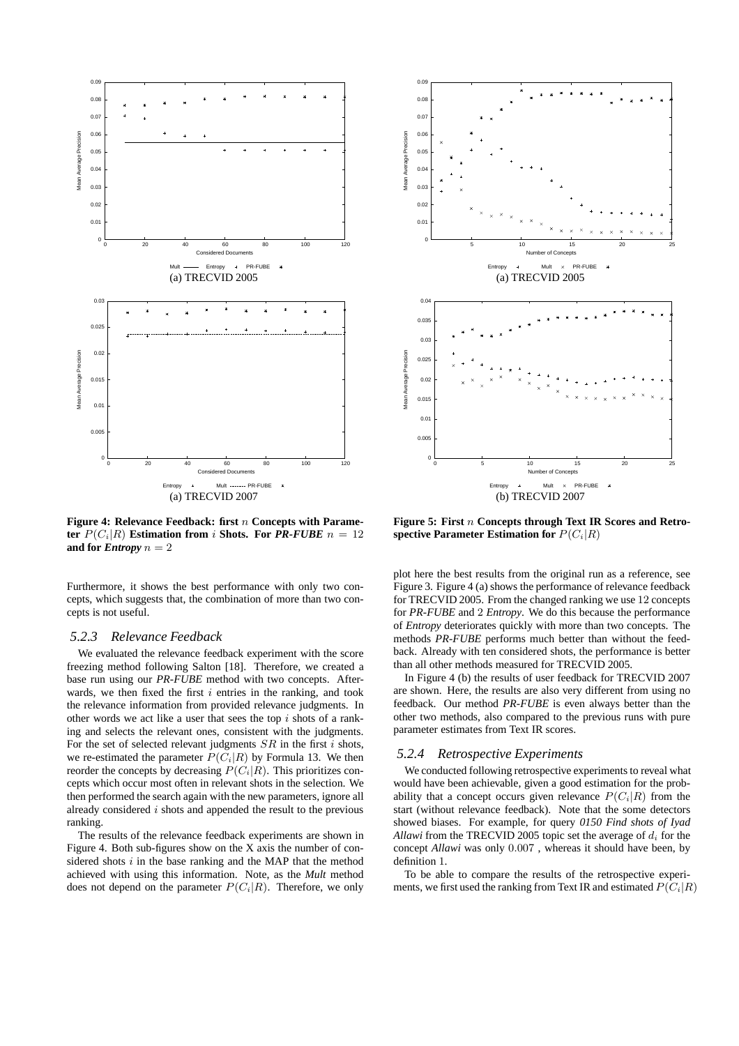**Figure 4: Relevance Feedback: first $n$ Concepts with Parameter $P(C_i|R)$ Estimation from $i$ Shots. For *PR-FUBE* $n = 12$ and for *Entropy* $n = 2$**

**Figure 5: First $n$ Concepts through Text IR Scores and Retrospective Parameter Estimation for $P(C_i|R)$**

Furthermore, it shows the best performance with only two concepts, which suggests that, the combination of more than two concepts is not useful.

### 5.2.3 Relevance Feedback

We evaluated the relevance feedback experiment with the score freezing method following Salton [18]. Therefore, we created a base run using our *PR-FUBE* method with two concepts. Afterwards, we then fixed the first $i$ entries in the ranking, and took the relevance information from provided relevance judgments. In other words we act like a user that sees the top $i$ shots of a ranking and selects the relevant ones, consistent with the judgments. For the set of selected relevant judgments $SR$ in the first $i$ shots, we re-estimated the parameter $P(C_i|R)$ by Formula 13. We then reorder the concepts by decreasing $P(C_i|R)$. This prioritizes concepts which occur most often in relevant shots in the selection. We then performed the search again with the new parameters, ignore all already considered $i$ shots and appended the result to the previous ranking.

The results of the relevance feedback experiments are shown in Figure 4. Both sub-figures show on the X axis the number of considered shots $i$ in the base ranking and the MAP that the method achieved with using this information. Note, as the *Mult* method does not depend on the parameter $P(C_i|R)$. Therefore, we only plot here the best results from the original run as a reference, see Figure 3. Figure 4 (a) shows the performance of relevance feedback for TRECVID 2005. From the changed ranking we use 12 concepts for *PR-FUBE* and 2 *Entropy*. We do this because the performance of *Entropy* deteriorates quickly with more than two concepts. The methods *PR-FUBE* performs much better than without the feedback. Already with ten considered shots, the performance is better than all other methods measured for TRECVID 2005.

In Figure 4 (b) the results of user feedback for TRECVID 2007 are shown. Here, the results are also very different from using no feedback. Our method *PR-FUBE* is even always better than the other two methods, also compared to the previous runs with pure parameter estimates from Text IR scores.

### 5.2.4 Retrospective Experiments

We conducted following retrospective experiments to reveal what would have been achievable, given a good estimation for the probability that a concept occurs given relevance $P(C_i|R)$ from the start (without relevance feedback). Note that the some detectors showed biases. For example, for query *0150 Find shots of Iyad Allawi* from the TRECVID 2005 topic set the average of $d_i$ for the concept *Allawi* was only 0.007 , whereas it should have been, by definition 1.

To be able to compare the results of the retrospective experiments, we first used the ranking from Text IR and estimated $P(C_i|R)$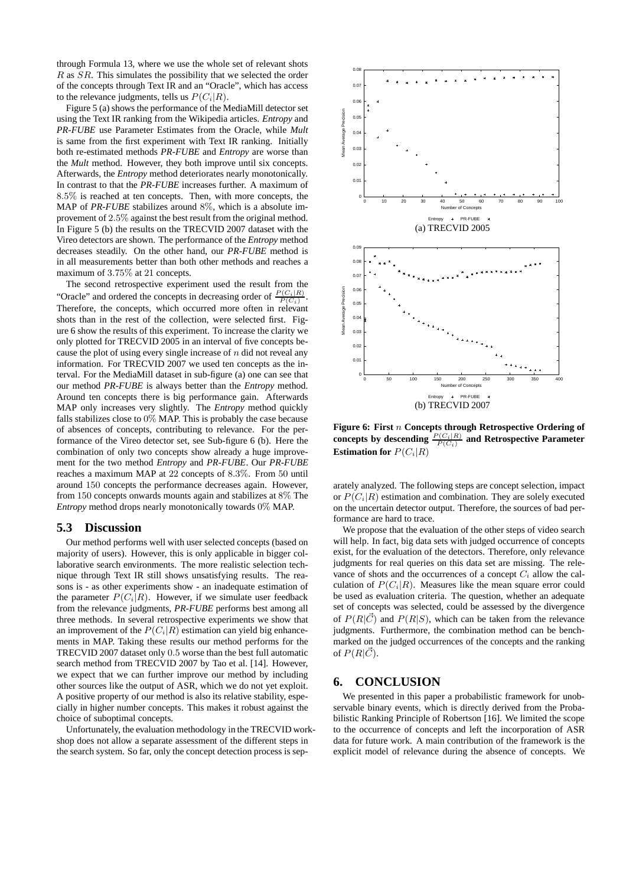through Formula 13, where we use the whole set of relevant shots $R$ as $SR$. This simulates the possibility that we selected the order of the concepts through Text IR and an "Oracle", which has access to the relevance judgments, tells us $P(C_i|R)$.

Figure 5 (a) shows the performance of the MediaMill detector set using the Text IR ranking from the Wikipedia articles. *Entropy* and *PR-FUBE* use Parameter Estimates from the Oracle, while *Mult* is same from the first experiment with Text IR ranking. Initially both re-estimated methods *PR-FUBE* and *Entropy* are worse than the *Mult* method. However, they both improve until six concepts. Afterwards, the *Entropy* method deteriorates nearly monotonically. In contrast to that the *PR-FUBE* increases further. A maximum of $8.5\%$ is reached at ten concepts. Then, with more concepts, the MAP of *PR-FUBE* stabilizes around $8\%$, which is a absolute improvement of $2.5\%$ against the best result from the original method. In Figure 5 (b) the results on the TRECVID 2007 dataset with the Vireo detectors are shown. The performance of the *Entropy* method decreases steadily. On the other hand, our *PR-FUBE* method is in all measurements better than both other methods and reaches a maximum of $3.75\%$ at 21 concepts.

The second retrospective experiment used the result from the "Oracle" and ordered the concepts in decreasing order of $\frac{P(C_i|R)}{P(C_i)}$. Therefore, the concepts, which occurred more often in relevant shots than in the rest of the collection, were selected first. Figure 6 show the results of this experiment. To increase the clarity we only plotted for TRECVID 2005 in an interval of five concepts because the plot of using every single increase of $n$ did not reveal any information. For TRECVID 2007 we used ten concepts as the interval. For the MediaMill dataset in sub-figure (a) one can see that our method *PR-FUBE* is always better than the *Entropy* method. Around ten concepts there is big performance gain. Afterwards MAP only increases very slightly. The *Entropy* method quickly falls stabilizes close to $0\%$ MAP. This is probably the case because of absences of concepts, contributing to relevance. For the performance of the Vireo detector set, see Sub-figure 6 (b). Here the combination of only two concepts show already a huge improvement for the two method *Entropy* and *PR-FUBE*. Our *PR-FUBE* reaches a maximum MAP at 22 concepts of $8.3\%$. From 50 until around 150 concepts the performance decreases again. However, from 150 concepts onwards mounts again and stabilizes at $8\%$ The *Entropy* method drops nearly monotonically towards $0\%$ MAP.

## 5.3 Discussion

Our method performs well with user selected concepts (based on majority of users). However, this is only applicable in bigger collaborative search environments. The more realistic selection technique through Text IR still shows unsatisfying results. The reasons is - as other experiments show - an inadequate estimation of the parameter $P(C_i|R)$. However, if we simulate user feedback from the relevance judgments, *PR-FUBE* performs best among all three methods. In several retrospective experiments we show that an improvement of the $P(C_i|R)$ estimation can yield big enhancements in MAP. Taking these results our method performs for the TRECVID 2007 dataset only $0.5$ worse than the best full automatic search method from TRECVID 2007 by Tao et al. [14]. However, we expect that we can further improve our method by including other sources like the output of ASR, which we do not yet exploit. A positive property of our method is also its relative stability, especially in higher number concepts. This makes it robust against the choice of suboptimal concepts.

Unfortunately, the evaluation methodology in the TRECVID workshop does not allow a separate assessment of the different steps in the search system. So far, only the concept detection process is separately analyzed. The following steps are concept selection, impact or $P(C_i|R)$ estimation and combination. They are solely executed on the uncertain detector output. Therefore, the sources of bad performance are hard to trace.

We propose that the evaluation of the other steps of video search will help. In fact, big data sets with judged occurrence of concepts exist, for the evaluation of the detectors. Therefore, only relevance judgments for real queries on this data set are missing. The relevance of shots and the occurrences of a concept $C_i$ allow the calculation of $P(C_i|R)$. Measures like the mean square error could be used as evaluation criteria. The question, whether an adequate set of concepts was selected, could be assessed by the divergence of $P(R|\vec{C})$ and $P(R|S)$, which can be taken from the relevance judgments. Furthermore, the combination method can be benchmarked on the judged occurrences of the concepts and the ranking of $P(R|\vec{C})$.

(a) TRECVID 2005

(b) TRECVID 2007

**Figure 6: First $n$ Concepts through Retrospective Ordering of concepts by descending $\frac{P(C_i|R)}{P(C_i)}$ and Retrospective Parameter Estimation for $P(C_i|R)$**

# 6. CONCLUSION

We presented in this paper a probabilistic framework for unobservable binary events, which is directly derived from the Probabilistic Ranking Principle of Robertson [16]. We limited the scope to the occurrence of concepts and left the incorporation of ASR data for future work. A main contribution of the framework is the explicit model of relevance during the absence of concepts. We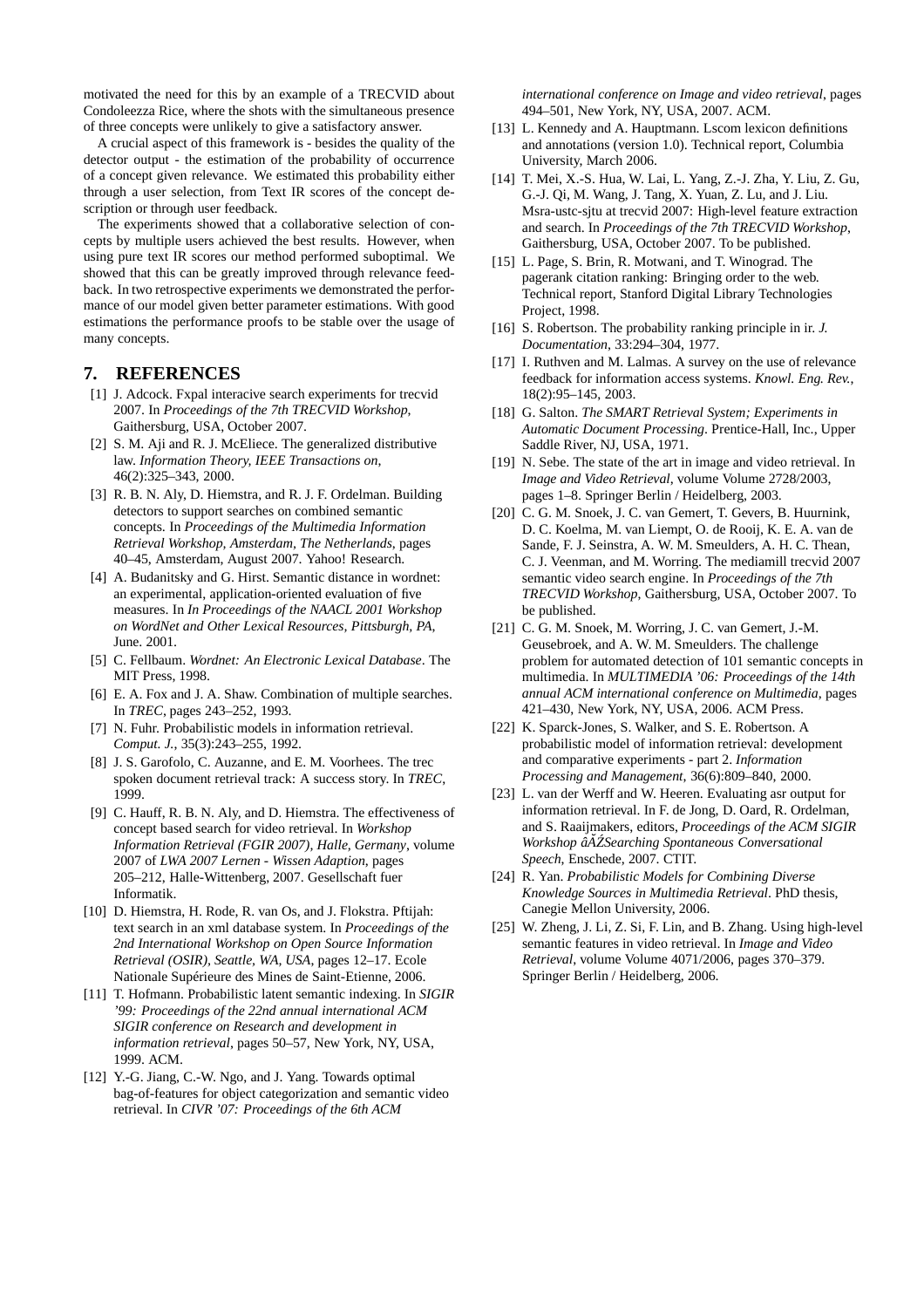motivated the need for this by an example of a TRECVID about Condoleezza Rice, where the shots with the simultaneous presence of three concepts were unlikely to give a satisfactory answer.

A crucial aspect of this framework is - besides the quality of the detector output - the estimation of the probability of occurrence of a concept given relevance. We estimated this probability either through a user selection, from Text IR scores of the concept description or through user feedback.

The experiments showed that a collaborative selection of concepts by multiple users achieved the best results. However, when using pure text IR scores our method performed suboptimal. We showed that this can be greatly improved through relevance feedback. In two retrospective experiments we demonstrated the performance of our model given better parameter estimations. With good estimations the performance proofs to be stable over the usage of many concepts.

## 7. REFERENCES

[1] J. Adcock. Fxpal interacive search experiments for trecvid 2007. In *Proceedings of the 7th TRECVID Workshop*, Gaithersburg, USA, October 2007.

[2] S. M. Aji and R. J. McEliece. The generalized distributive law. *Information Theory, IEEE Transactions on*, 46(2):325–343, 2000.

[3] R. B. N. Aly, D. Hiemstra, and R. J. F. Ordelman. Building detectors to support searches on combined semantic concepts. In *Proceedings of the Multimedia Information Retrieval Workshop, Amsterdam, The Netherlands*, pages 40–45, Amsterdam, August 2007. Yahoo! Research.

[4] A. Budanitsky and G. Hirst. Semantic distance in wordnet: an experimental, application-oriented evaluation of five measures. In *In Proceedings of the NAACL 2001 Workshop on WordNet and Other Lexical Resources, Pittsburgh, PA*, June. 2001.

[5] C. Fellbaum. *Wordnet: An Electronic Lexical Database*. The MIT Press, 1998.

[6] E. A. Fox and J. A. Shaw. Combination of multiple searches. In *TREC*, pages 243–252, 1993.

[7] N. Fuhr. Probabilistic models in information retrieval. *Comput. J.*, 35(3):243–255, 1992.

[8] J. S. Garofolo, C. Auzanne, and E. M. Voorhees. The trec spoken document retrieval track: A success story. In *TREC*, 1999.

[9] C. Hauff, R. B. N. Aly, and D. Hiemstra. The effectiveness of concept based search for video retrieval. In *Workshop Information Retrieval (FGIR 2007), Halle, Germany*, volume 2007 of *LWA 2007 Lernen - Wissen Adaption*, pages 205–212, Halle-Wittenberg, 2007. Gesellschaft fuer Informatik.

[10] D. Hiemstra, H. Rode, R. van Os, and J. Flokstra. Pftijah: text search in an xml database system. In *Proceedings of the 2nd International Workshop on Open Source Information Retrieval (OSIR), Seattle, WA, USA*, pages 12–17. Ecole Nationale Supérieure des Mines de Saint-Etienne, 2006.

[11] T. Hofmann. Probabilistic latent semantic indexing. In *SIGIR '99: Proceedings of the 22nd annual international ACM SIGIR conference on Research and development in information retrieval*, pages 50–57, New York, NY, USA, 1999. ACM.

[12] Y.-G. Jiang, C.-W. Ngo, and J. Yang. Towards optimal bag-of-features for object categorization and semantic video retrieval. In *CIVR '07: Proceedings of the 6th ACM international conference on Image and video retrieval*, pages 494–501, New York, NY, USA, 2007. ACM.

[13] L. Kennedy and A. Hauptmann. Lscom lexicon definitions and annotations (version 1.0). Technical report, Columbia University, March 2006.

[14] T. Mei, X.-S. Hua, W. Lai, L. Yang, Z.-J. Zha, Y. Liu, Z. Gu, G.-J. Qi, M. Wang, J. Tang, X. Yuan, Z. Lu, and J. Liu. Msra-ustc-sjtu at trecvid 2007: High-level feature extraction and search. In *Proceedings of the 7th TRECVID Workshop*, Gaithersburg, USA, October 2007. To be published.

[15] L. Page, S. Brin, R. Motwani, and T. Winograd. The pagerank citation ranking: Bringing order to the web. Technical report, Stanford Digital Library Technologies Project, 1998.

[16] S. Robertson. The probability ranking principle in ir. *J. Documentation*, 33:294–304, 1977.

[17] I. Ruthven and M. Lalmas. A survey on the use of relevance feedback for information access systems. *Knowl. Eng. Rev.*, 18(2):95–145, 2003.

[18] G. Salton. *The SMART Retrieval System; Experiments in Automatic Document Processing*. Prentice-Hall, Inc., Upper Saddle River, NJ, USA, 1971.

[19] N. Sebe. The state of the art in image and video retrieval. In *Image and Video Retrieval*, volume Volume 2728/2003, pages 1–8. Springer Berlin / Heidelberg, 2003.

[20] C. G. M. Snoek, J. C. van Gemert, T. Gevers, B. Huurnink, D. C. Koelma, M. van Liempt, O. de Rooij, K. E. A. van de Sande, F. J. Seinstra, A. W. M. Smeulders, A. H. C. Thean, C. J. Veenman, and M. Worring. The mediamill trecvid 2007 semantic video search engine. In *Proceedings of the 7th TRECVID Workshop*, Gaithersburg, USA, October 2007. To be published.

[21] C. G. M. Snoek, M. Worring, J. C. van Gemert, J.-M. Geusebroek, and A. W. M. Smeulders. The challenge problem for automated detection of 101 semantic concepts in multimedia. In *MULTIMEDIA '06: Proceedings of the 14th annual ACM international conference on Multimedia*, pages 421–430, New York, NY, USA, 2006. ACM Press.

[22] K. Sparck-Jones, S. Walker, and S. E. Robertson. A probabilistic model of information retrieval: development and comparative experiments - part 2. *Information Processing and Management*, 36(6):809–840, 2000.

[23] L. van der Werff and W. Heeren. Evaluating asr output for information retrieval. In F. de Jong, D. Oard, R. Ordelman, and S. Raaijmakers, editors, *Proceedings of the ACM SIGIR Workshop âĂŹSearching Spontaneous Conversational Speech*, Enschede, 2007. CTIT.

[24] R. Yan. *Probabilistic Models for Combining Diverse Knowledge Sources in Multimedia Retrieval*. PhD thesis, Canegie Mellon University, 2006.

[25] W. Zheng, J. Li, Z. Si, F. Lin, and B. Zhang. Using high-level semantic features in video retrieval. In *Image and Video Retrieval*, volume Volume 4071/2006, pages 370–379. Springer Berlin / Heidelberg, 2006.